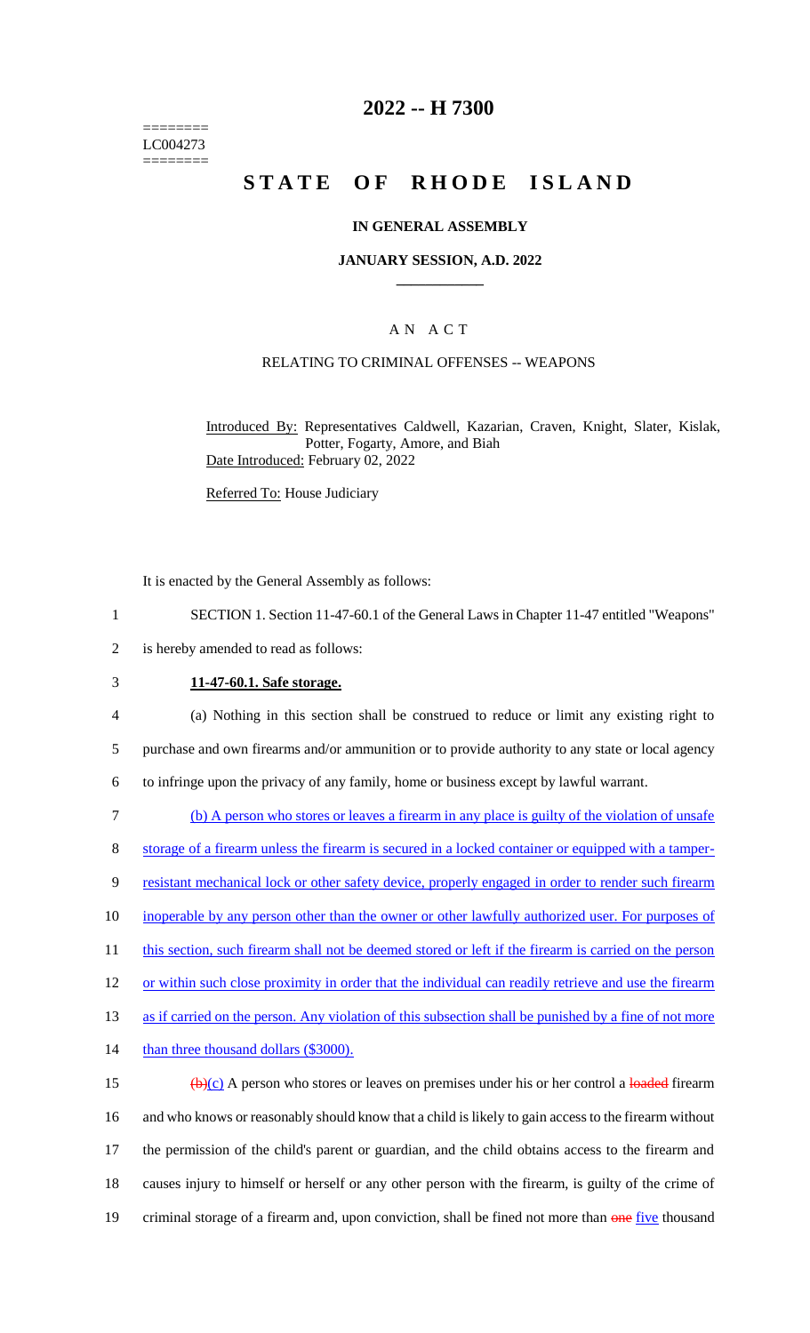========
LC004273
========

# 2022 -- H 7300

# STATE OF RHODE ISLAND

## IN GENERAL ASSEMBLY

### JANUARY SESSION, A.D. 2022

## A N A C T

### RELATING TO CRIMINAL OFFENSES -- WEAPONS

Introduced By: Representatives Caldwell, Kazarian, Craven, Knight, Slater, Kislak, Potter, Fogarty, Amore, and Biah

Date Introduced: February 02, 2022

Referred To: House Judiciary

It is enacted by the General Assembly as follows:

1 SECTION 1. Section 11-47-60.1 of the General Laws in Chapter 11-47 entitled "Weapons"
2 is hereby amended to read as follows:

3 **11-47-60.1. Safe storage.**

4 (a) Nothing in this section shall be construed to reduce or limit any existing right to
5 purchase and own firearms and/or ammunition or to provide authority to any state or local agency
6 to infringe upon the privacy of any family, home or business except by lawful warrant.

7 (b) A person who stores or leaves a firearm in any place is guilty of the violation of unsafe
8 storage of a firearm unless the firearm is secured in a locked container or equipped with a tamper-
9 resistant mechanical lock or other safety device, properly engaged in order to render such firearm
10 inoperable by any person other than the owner or other lawfully authorized user. For purposes of
11 this section, such firearm shall not be deemed stored or left if the firearm is carried on the person
12 or within such close proximity in order that the individual can readily retrieve and use the firearm
13 as if carried on the person. Any violation of this subsection shall be punished by a fine of not more
14 than three thousand dollars ($3000).

15 ~~(b)~~(c) A person who stores or leaves on premises under his or her control a ~~loaded~~ firearm
16 and who knows or reasonably should know that a child is likely to gain access to the firearm without
17 the permission of the child's parent or guardian, and the child obtains access to the firearm and
18 causes injury to himself or herself or any other person with the firearm, is guilty of the crime of
19 criminal storage of a firearm and, upon conviction, shall be fined not more than ~~one~~ five thousand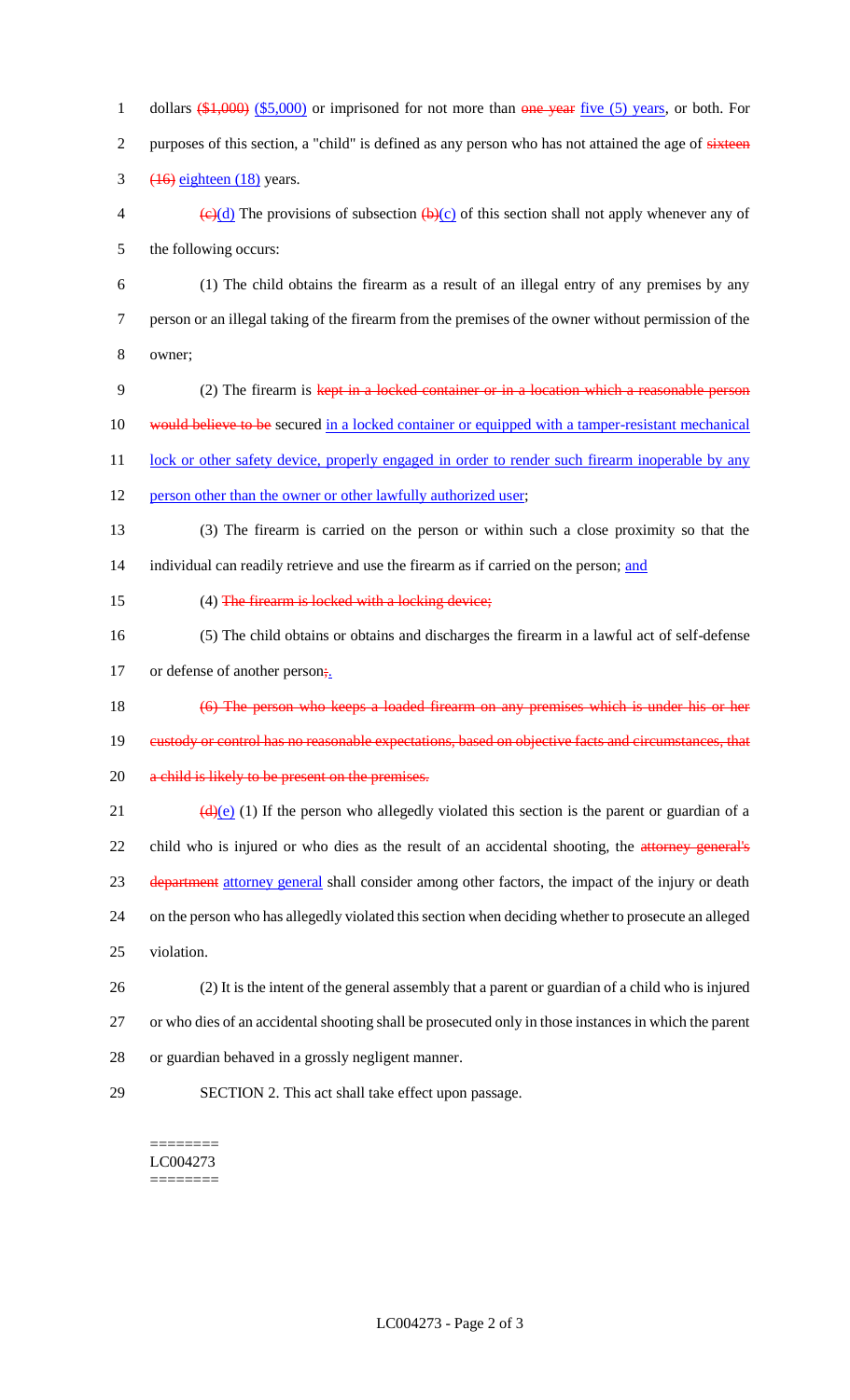dollars ~~($1,000)~~ ($5,000) or imprisoned for not more than ~~one year~~ five (5) years, or both. For purposes of this section, a "child" is defined as any person who has not attained the age of ~~sixteen (16)~~ eighteen (18) years.

~~(c)~~(d) The provisions of subsection ~~(b)~~(c) of this section shall not apply whenever any of the following occurs:

(1) The child obtains the firearm as a result of an illegal entry of any premises by any person or an illegal taking of the firearm from the premises of the owner without permission of the owner;

(2) The firearm is ~~kept in a locked container or in a location which a reasonable person would believe to be~~ secured in a locked container or equipped with a tamper-resistant mechanical lock or other safety device, properly engaged in order to render such firearm inoperable by any person other than the owner or other lawfully authorized user;

(3) The firearm is carried on the person or within such a close proximity so that the individual can readily retrieve and use the firearm as if carried on the person; and

(4) ~~The firearm is locked with a locking device;~~

(5) The child obtains or obtains and discharges the firearm in a lawful act of self-defense or defense of another person~~;~~.

~~(6) The person who keeps a loaded firearm on any premises which is under his or her custody or control has no reasonable expectations, based on objective facts and circumstances, that a child is likely to be present on the premises.~~

~~(d)~~(e) (1) If the person who allegedly violated this section is the parent or guardian of a child who is injured or who dies as the result of an accidental shooting, the ~~attorney general's department~~ attorney general shall consider among other factors, the impact of the injury or death on the person who has allegedly violated this section when deciding whether to prosecute an alleged violation.

(2) It is the intent of the general assembly that a parent or guardian of a child who is injured or who dies of an accidental shooting shall be prosecuted only in those instances in which the parent or guardian behaved in a grossly negligent manner.

SECTION 2. This act shall take effect upon passage.

========
LC004273
========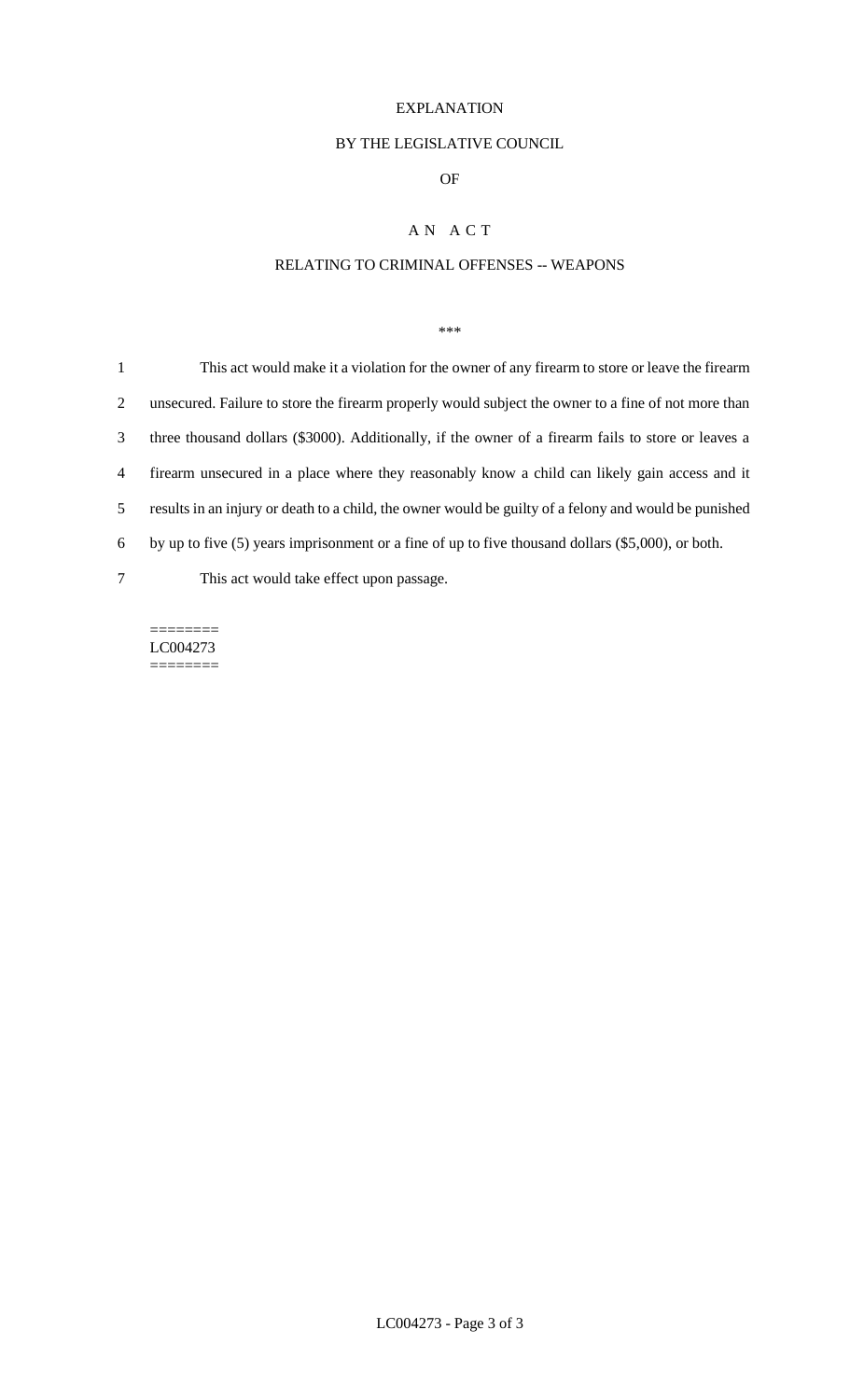EXPLANATION

BY THE LEGISLATIVE COUNCIL

OF

A N A C T

RELATING TO CRIMINAL OFFENSES -- WEAPONS

\*\*\*

This act would make it a violation for the owner of any firearm to store or leave the firearm unsecured. Failure to store the firearm properly would subject the owner to a fine of not more than three thousand dollars ($3000). Additionally, if the owner of a firearm fails to store or leaves a firearm unsecured in a place where they reasonably know a child can likely gain access and it results in an injury or death to a child, the owner would be guilty of a felony and would be punished by up to five (5) years imprisonment or a fine of up to five thousand dollars ($5,000), or both.

This act would take effect upon passage.

========
LC004273
========